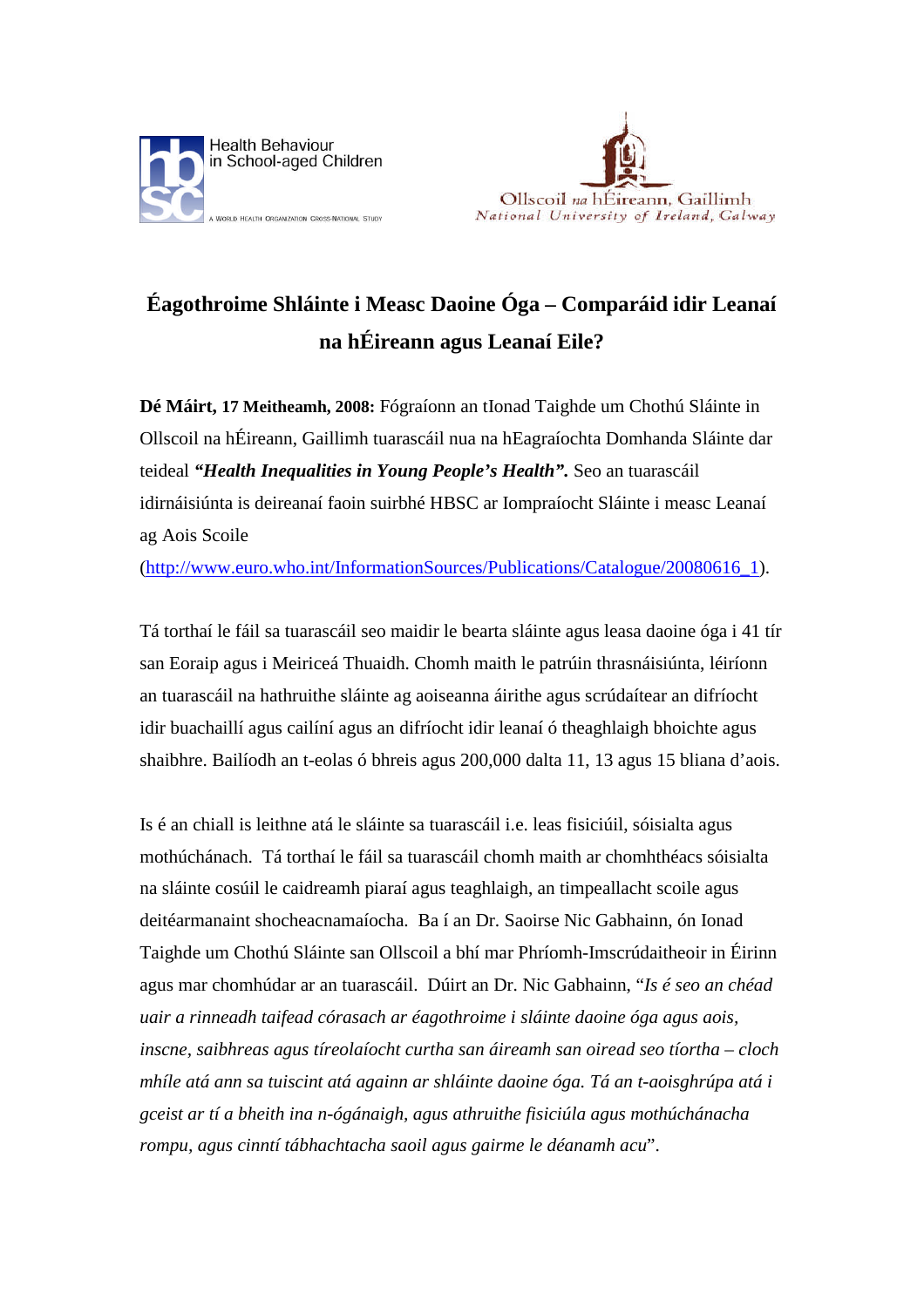Health Behaviour in School-aged Children

A WORLD HEALTH ORGANIZATION CROSS-NATIONAL STUDY

Ollscoil na hÉireann, Gaillimh
National University of Ireland, Galway

# Éagothroime Shláinte i Measc Daoine Óga – Comparáid idir Leanaí na hÉireann agus Leanaí Eile?

**Dé Máirt, 17 Meitheamh, 2008:** Fógraíonn an tIonad Taighde um Chothú Sláinte in Ollscoil na hÉireann, Gaillimh tuarascáil nua na hEagraíochta Domhanda Sláinte dar teideal ***"Health Inequalities in Young People's Health".*** Seo an tuarascáil idirnáisiúnta is deireanaí faoin suirbhé HBSC ar Iompraíocht Sláinte i measc Leanaí ag Aois Scoile (http://www.euro.who.int/InformationSources/Publications/Catalogue/20080616_1).

Tá torthaí le fáil sa tuarascáil seo maidir le bearta sláinte agus leasa daoine óga i 41 tír san Eoraip agus i Meiriceá Thuaidh. Chomh maith le patrúin thrasnáisiúnta, léiríonn an tuarascáil na hathruithe sláinte ag aoiseanna áirithe agus scrúdaítear an difríocht idir buachaillí agus cailíní agus an difríocht idir leanaí ó theaghlaigh bhoichte agus shaibhre. Bailíodh an t-eolas ó bhreis agus 200,000 dalta 11, 13 agus 15 bliana d'aois.

Is é an chiall is leithne atá le sláinte sa tuarascáil i.e. leas fisiciúil, sóisialta agus mothúchánach. Tá torthaí le fáil sa tuarascáil chomh maith ar chomhthéacs sóisialta na sláinte cosúil le caidreamh piaraí agus teaghlaigh, an timpeallacht scoile agus deitéarmanaint shocheacnamaíocha. Ba í an Dr. Saoirse Nic Gabhainn, ón Ionad Taighde um Chothú Sláinte san Ollscoil a bhí mar Phríomh-Imscrúdaitheoir in Éirinn agus mar chomhúdar ar an tuarascáil. Dúirt an Dr. Nic Gabhainn, "*Is é seo an chéad uair a rinneadh taifead córasach ar éagothroime i sláinte daoine óga agus aois, inscne, saibhreas agus tíreolaíocht curtha san áireamh san oiread seo tíortha – cloch mhíle atá ann sa tuiscint atá againn ar shláinte daoine óga. Tá an t-aoisghrúpa atá i gceist ar tí a bheith ina n-ógánaigh, agus athruithe fisiciúla agus mothúchánacha rompu, agus cinntí tábhachtacha saoil agus gairme le déanamh acu*".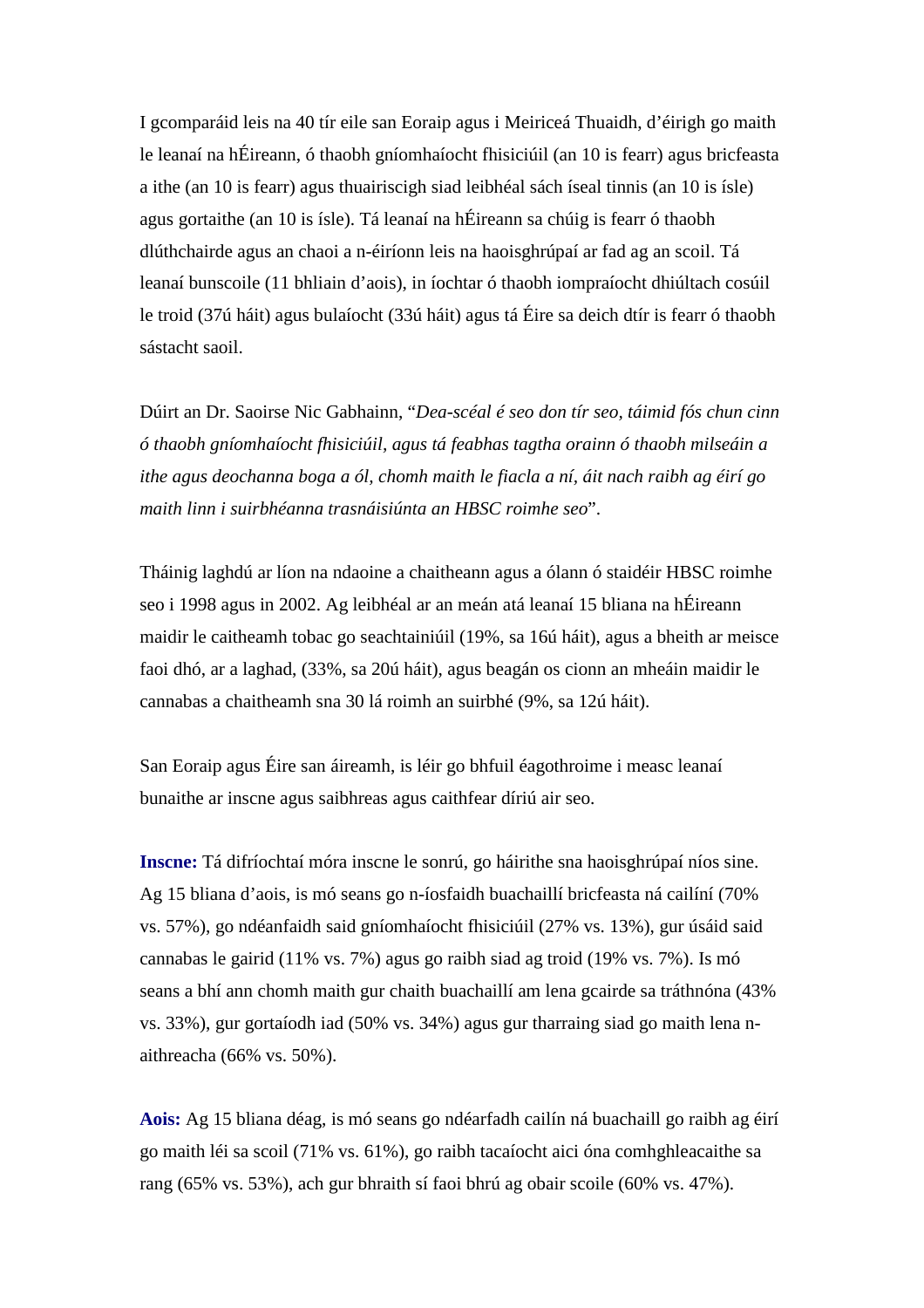I gcomparáid leis na 40 tír eile san Eoraip agus i Meiriceá Thuaidh, d'éirigh go maith le leanaí na hÉireann, ó thaobh gníomhaíocht fhisiciúil (an 10 is fearr) agus bricfeasta a ithe (an 10 is fearr) agus thuairiscigh siad leibhéal sách íseal tinnis (an 10 is ísle) agus gortaithe (an 10 is ísle). Tá leanaí na hÉireann sa chúig is fearr ó thaobh dlúthchairde agus an chaoi a n-éiríonn leis na haoisghrúpaí ar fad ag an scoil. Tá leanaí bunscoile (11 bhliain d'aois), in íochtar ó thaobh iompraíocht dhiúltach cosúil le troid (37ú háit) agus bulaíocht (33ú háit) agus tá Éire sa deich dtír is fearr ó thaobh sástacht saoil.

Dúirt an Dr. Saoirse Nic Gabhainn, "*Dea-scéal é seo don tír seo, táimid fós chun cinn ó thaobh gníomhaíocht fhisiciúil, agus tá feabhas tagtha orainn ó thaobh milseáin a ithe agus deochanna boga a ól, chomh maith le fiacla a ní, áit nach raibh ag éirí go maith linn i suirbhéanna trasnáisiúnta an HBSC roimhe seo*".

Tháinig laghdú ar líon na ndaoine a chaitheann agus a ólann ó staidéir HBSC roimhe seo i 1998 agus in 2002. Ag leibhéal ar an meán atá leanaí 15 bliana na hÉireann maidir le caitheamh tobac go seachtainiúil (19%, sa 16ú háit), agus a bheith ar meisce faoi dhó, ar a laghad, (33%, sa 20ú háit), agus beagán os cionn an mheáin maidir le cannabas a chaitheamh sna 30 lá roimh an suirbhé (9%, sa 12ú háit).

San Eoraip agus Éire san áireamh, is léir go bhfuil éagothroime i measc leanaí bunaithe ar inscne agus saibhreas agus caithfear díriú air seo.

**Inscne:** Tá difríochtaí móra inscne le sonrú, go háirithe sna haoisghrúpaí níos sine. Ag 15 bliana d'aois, is mó seans go n-íosfaidh buachaillí bricfeasta ná cailíní (70% vs. 57%), go ndéanfaidh said gníomhaíocht fhisiciúil (27% vs. 13%), gur úsáid said cannabas le gairid (11% vs. 7%) agus go raibh siad ag troid (19% vs. 7%). Is mó seans a bhí ann chomh maith gur chaith buachaillí am lena gcairde sa tráthnóna (43% vs. 33%), gur gortaíodh iad (50% vs. 34%) agus gur tharraing siad go maith lena n-aithreacha (66% vs. 50%).

**Aois:** Ag 15 bliana déag, is mó seans go ndéarfadh cailín ná buachaill go raibh ag éirí go maith léi sa scoil (71% vs. 61%), go raibh tacaíocht aici óna comhghleacaithe sa rang (65% vs. 53%), ach gur bhraith sí faoi bhrú ag obair scoile (60% vs. 47%).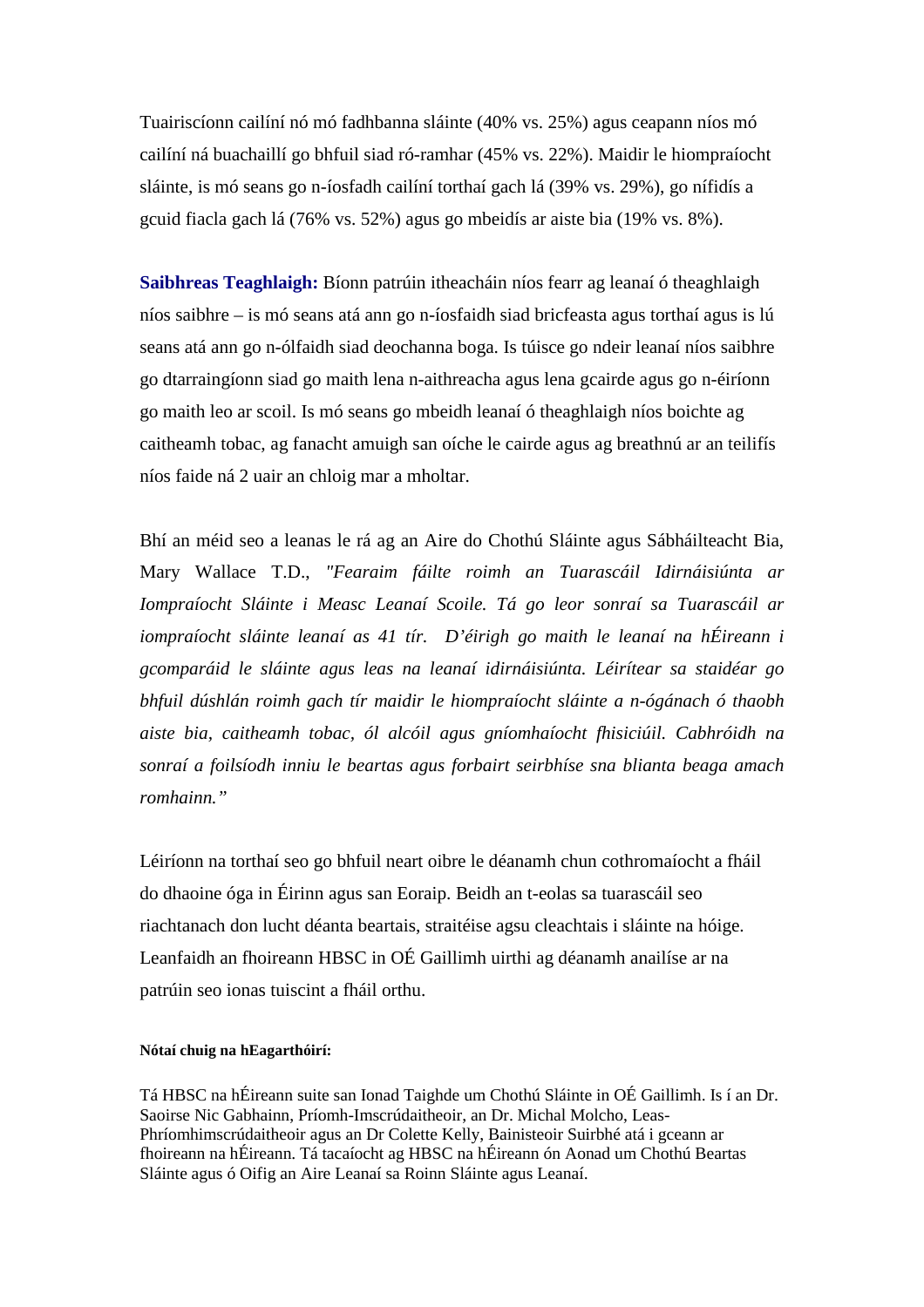Tuairiscíonn cailíní nó mó fadhbanna sláinte (40% vs. 25%) agus ceapann níos mó cailíní ná buachaillí go bhfuil siad ró-ramhar (45% vs. 22%). Maidir le hiompraíocht sláinte, is mó seans go n-íosfadh cailíní torthaí gach lá (39% vs. 29%), go nífidís a gcuid fiacla gach lá (76% vs. 52%) agus go mbeidís ar aiste bia (19% vs. 8%).

**Saibhreas Teaghlaigh:** Bíonn patrúin itheacháin níos fearr ag leanaí ó theaghlaigh níos saibhre – is mó seans atá ann go n-íosfaidh siad bricfeasta agus torthaí agus is lú seans atá ann go n-ólfaidh siad deochanna boga. Is túisce go ndeir leanaí níos saibhre go dtarraingíonn siad go maith lena n-aithreacha agus lena gcairde agus go n-éiríonn go maith leo ar scoil. Is mó seans go mbeidh leanaí ó theaghlaigh níos boichte ag caitheamh tobac, ag fanacht amuigh san oíche le cairde agus ag breathnú ar an teilifís níos faide ná 2 uair an chloig mar a mholtar.

Bhí an méid seo a leanas le rá ag an Aire do Chothú Sláinte agus Sábháilteacht Bia, Mary Wallace T.D., *"Fearaim fáilte roimh an Tuarascáil Idirnáisiúnta ar Iompraíocht Sláinte i Measc Leanaí Scoile. Tá go leor sonraí sa Tuarascáil ar iompraíocht sláinte leanaí as 41 tír. D'éirigh go maith le leanaí na hÉireann i gcomparáid le sláinte agus leas na leanaí idirnáisiúnta. Léirítear sa staidéar go bhfuil dúshlán roimh gach tír maidir le hiompraíocht sláinte a n-ógánach ó thaobh aiste bia, caitheamh tobac, ól alcóil agus gníomhaíocht fhisiciúil. Cabhróidh na sonraí a foilsíodh inniu le beartas agus forbairt seirbhíse sna blianta beaga amach romhainn."*

Léiríonn na torthaí seo go bhfuil neart oibre le déanamh chun cothromaíocht a fháil do dhaoine óga in Éirinn agus san Eoraip. Beidh an t-eolas sa tuarascáil seo riachtanach don lucht déanta beartais, straitéise agsu cleachtais i sláinte na hóige. Leanfaidh an fhoireann HBSC in OÉ Gaillimh uirthi ag déanamh anailíse ar na patrúin seo ionas tuiscint a fháil orthu.

**Nótaí chuig na hEagarthóirí:**

Tá HBSC na hÉireann suite san Ionad Taighde um Chothú Sláinte in OÉ Gaillimh. Is í an Dr. Saoirse Nic Gabhainn, Príomh-Imscrúdaitheoir, an Dr. Michal Molcho, Leas-Phríomhimscrúdaitheoir agus an Dr Colette Kelly, Bainisteoir Suirbhé atá i gceann ar fhoireann na hÉireann. Tá tacaíocht ag HBSC na hÉireann ón Aonad um Chothú Beartas Sláinte agus ó Oifig an Aire Leanaí sa Roinn Sláinte agus Leanaí.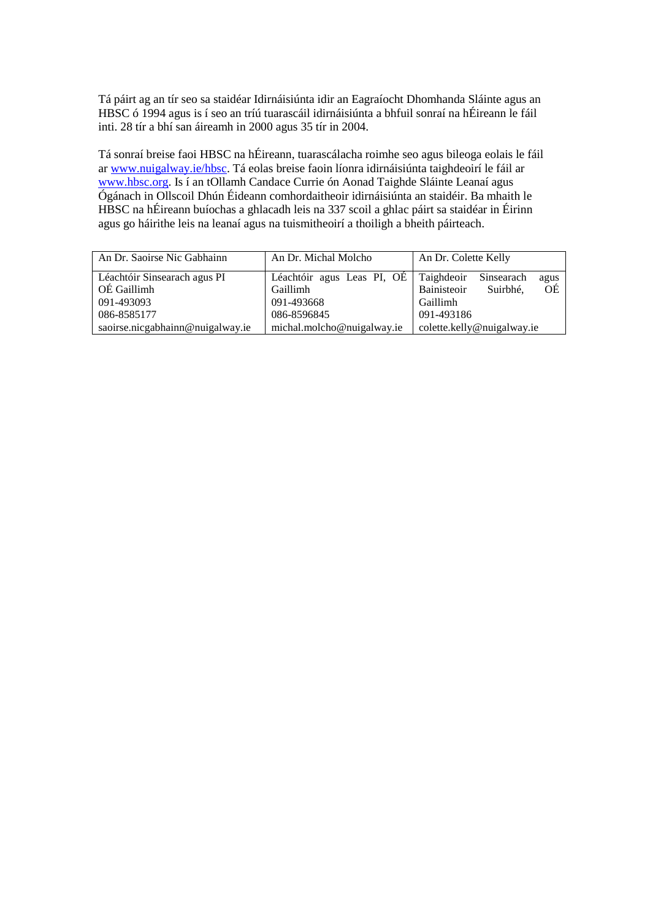Tá páirt ag an tír seo sa staidéar Idirnáisiúnta idir an Eagraíocht Dhomhanda Sláinte agus an HBSC ó 1994 agus is í seo an tríú tuarascáil idirnáisiúnta a bhfuil sonraí na hÉireann le fáil inti. 28 tír a bhí san áireamh in 2000 agus 35 tír in 2004.

Tá sonraí breise faoi HBSC na hÉireann, tuarascálacha roimhe seo agus bileoga eolais le fáil ar www.nuigalway.ie/hbsc. Tá eolas breise faoin líonra idirnáisiúnta taighdeoirí le fáil ar www.hbsc.org. Is í an tOllamh Candace Currie ón Aonad Taighde Sláinte Leanaí agus Ógánach in Ollscoil Dhún Éideann comhordaitheoir idirnáisiúnta an staidéir. Ba mhaith le HBSC na hÉireann buíochas a ghlacadh leis na 337 scoil a ghlac páirt sa staidéar in Éirinn agus go háirithe leis na leanaí agus na tuismitheoirí a thoiligh a bheith páirteach.

| An Dr. Saoirse Nic Gabhainn | An Dr. Michal Molcho | An Dr. Colette Kelly |
|---|---|---|
| Léachtóir Sinsearach agus PI<br>OÉ Gaillimh<br>091-493093<br>086-8585177<br>saoirse.nicgabhainn@nuigalway.ie | Léachtóir agus Leas PI, OÉ Gaillimh<br>091-493668<br>086-8596845<br>michal.molcho@nuigalway.ie | Taighdeoir Sinsearach agus Bainisteoir Suirbhé, OÉ Gaillimh<br>091-493186<br>colette.kelly@nuigalway.ie |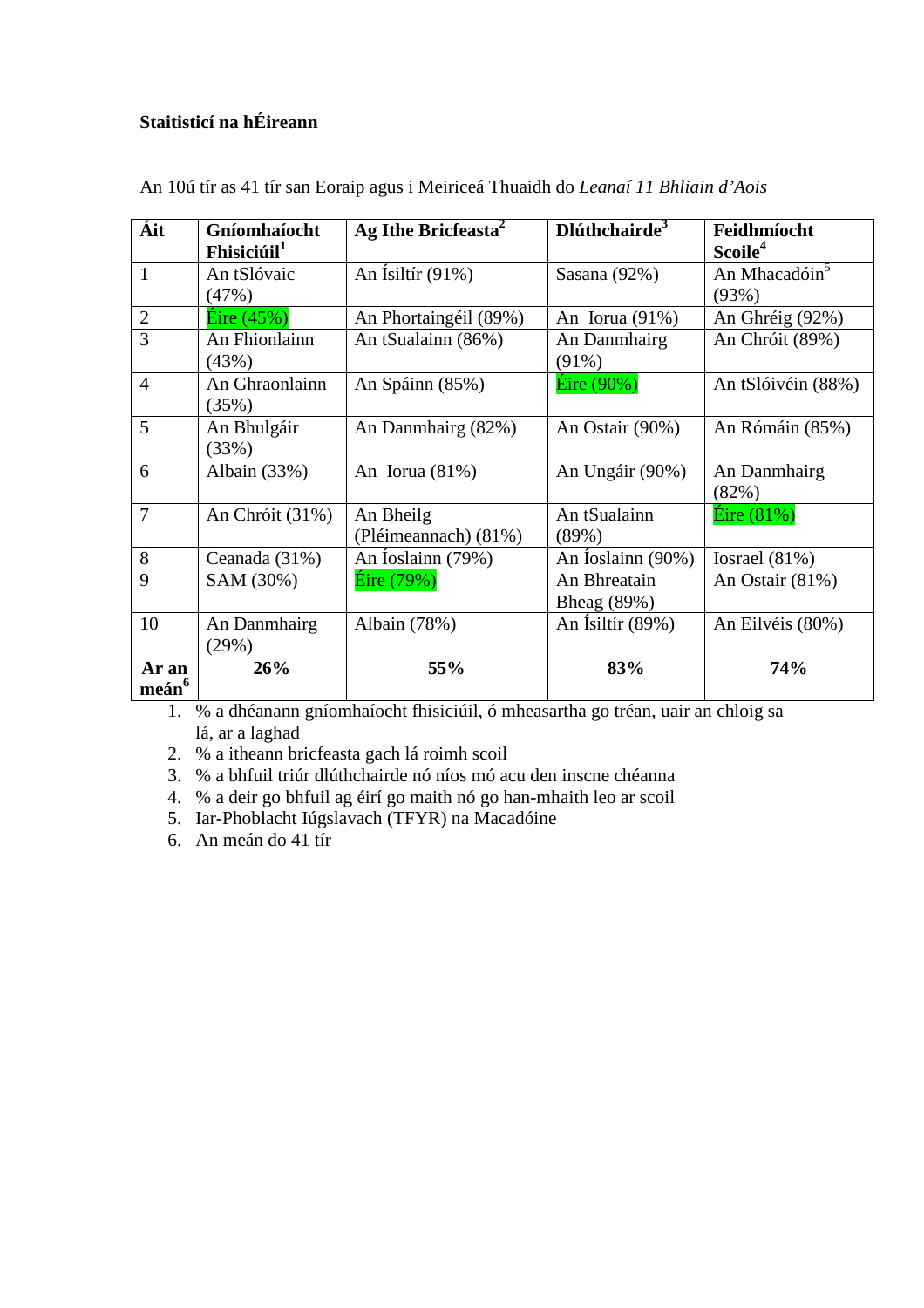**Staitisticí na hÉireann**

An 10ú tír as 41 tír san Eoraip agus i Meiriceá Thuaidh do *Leanaí 11 Bhliain d'Aois*

| Áit | Gníomhaíocht Fhisiciúil[1] | Ag Ithe Bricfeasta[2] | Dlúthchairde[3] | Feidhmíocht Scoile[4] |
|---|---|---|---|---|
| 1 | An tSlóvaic (47%) | An Ísiltír (91%) | Sasana (92%) | An Mhacadóin[5] (93%) |
| 2 | Éire (45%) | An Phortaingéil (89%) | An Iorua (91%) | An Ghréig (92%) |
| 3 | An Fhionlainn (43%) | An tSualainn (86%) | An Danmhairg (91%) | An Chróit (89%) |
| 4 | An Ghraonlainn (35%) | An Spáinn (85%) | Éire (90%) | An tSlóivéin (88%) |
| 5 | An Bhulgáir (33%) | An Danmhairg (82%) | An Ostair (90%) | An Rómáin (85%) |
| 6 | Albain (33%) | An Iorua (81%) | An Ungáir (90%) | An Danmhairg (82%) |
| 7 | An Chróit (31%) | An Bheilg (Pléimeannach) (81%) | An tSualainn (89%) | Éire (81%) |
| 8 | Ceanada (31%) | An Íoslainn (79%) | An Íoslainn (90%) | Iosrael (81%) |
| 9 | SAM (30%) | Éire (79%) | An Bhreatain Bheag (89%) | An Ostair (81%) |
| 10 | An Danmhairg (29%) | Albain (78%) | An Ísiltír (89%) | An Eilvéis (80%) |
| **Ar an meán[6]** | **26%** | **55%** | **83%** | **74%** |

1. % a dhéanann gníomhaíocht fhisiciúil, ó mheasartha go tréan, uair an chloig sa lá, ar a laghad
2. % a itheann bricfeasta gach lá roimh scoil
3. % a bhfuil triúr dlúthchairde nó níos mó acu den inscne chéanna
4. % a deir go bhfuil ag éirí go maith nó go han-mhaith leo ar scoil
5. Iar-Phoblacht Iúgslavach (TFYR) na Macadóine
6. An meán do 41 tír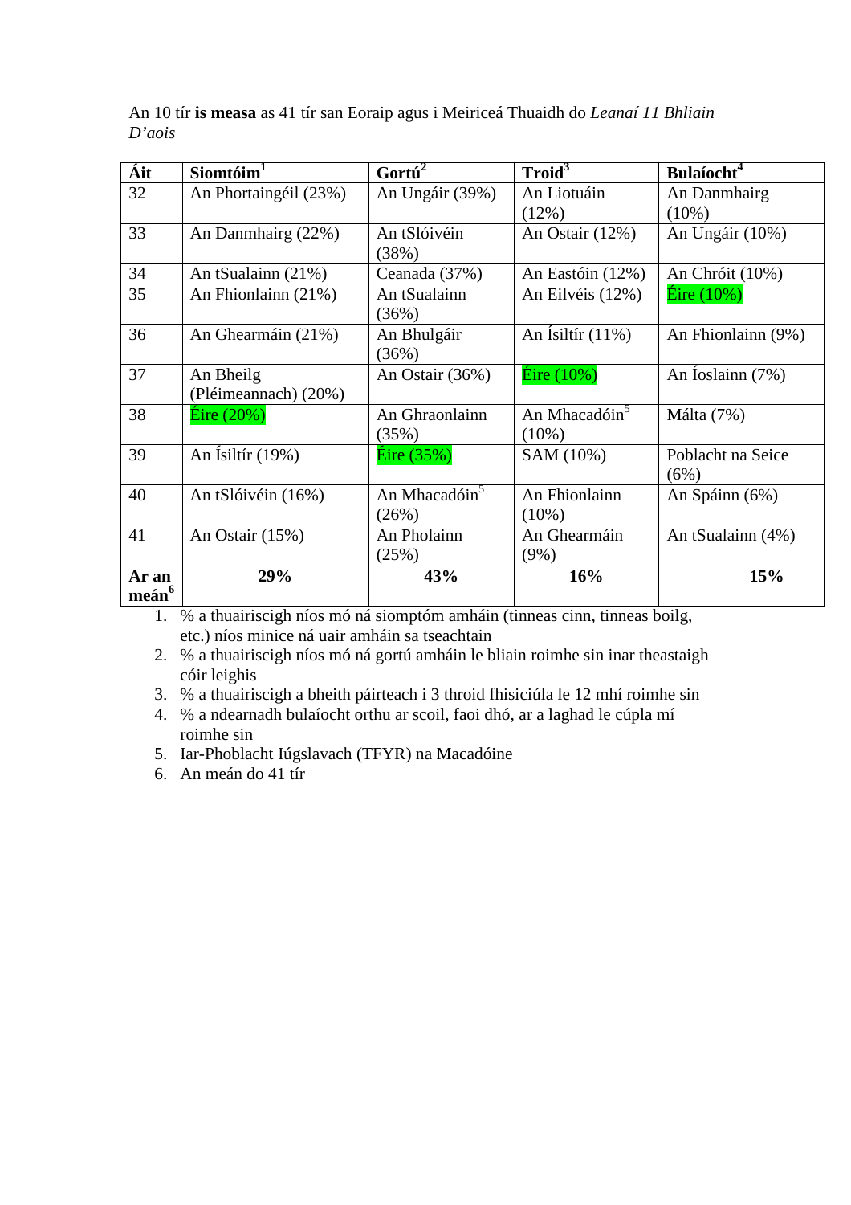An 10 tír **is measa** as 41 tír san Eoraip agus i Meiriceá Thuaidh do *Leanaí 11 Bhliain D'aois*

| Áit | Siomtóim[1] | Gortú[2] | Troid[3] | Bulaíocht[4] |
|---|---|---|---|---|
| 32 | An Phortaingéil (23%) | An Ungáir (39%) | An Liotuáin (12%) | An Danmhairg (10%) |
| 33 | An Danmhairg (22%) | An tSlóivéin (38%) | An Ostair (12%) | An Ungáir (10%) |
| 34 | An tSualainn (21%) | Ceanada (37%) | An Eastóin (12%) | An Chróit (10%) |
| 35 | An Fhionlainn (21%) | An tSualainn (36%) | An Eilvéis (12%) | Éire (10%) |
| 36 | An Ghearmáin (21%) | An Bhulgáir (36%) | An Ísiltír (11%) | An Fhionlainn (9%) |
| 37 | An Bheilg (Pléimeannach) (20%) | An Ostair (36%) | Éire (10%) | An Íoslainn (7%) |
| 38 | Éire (20%) | An Ghraonlainn (35%) | An Mhacadóin[5] (10%) | Málta (7%) |
| 39 | An Ísiltír (19%) | Éire (35%) | SAM (10%) | Poblacht na Seice (6%) |
| 40 | An tSlóivéin (16%) | An Mhacadóin[5] (26%) | An Fhionlainn (10%) | An Spáinn (6%) |
| 41 | An Ostair (15%) | An Pholainn (25%) | An Ghearmáin (9%) | An tSualainn (4%) |
| **Ar an meán[6]** | **29%** | **43%** | **16%** | **15%** |

1. % a thuairiscigh níos mó ná siomptóm amháin (tinneas cinn, tinneas boilg, etc.) níos minice ná uair amháin sa tseachtain
2. % a thuairiscigh níos mó ná gortú amháin le bliain roimhe sin inar theastaigh cóir leighis
3. % a thuairiscigh a bheith páirteach i 3 throid fhisiciúla le 12 mhí roimhe sin
4. % a ndearnadh bulaíocht orthu ar scoil, faoi dhó, ar a laghad le cúpla mí roimhe sin
5. Iar-Phoblacht Iúgslavach (TFYR) na Macadóine
6. An meán do 41 tír